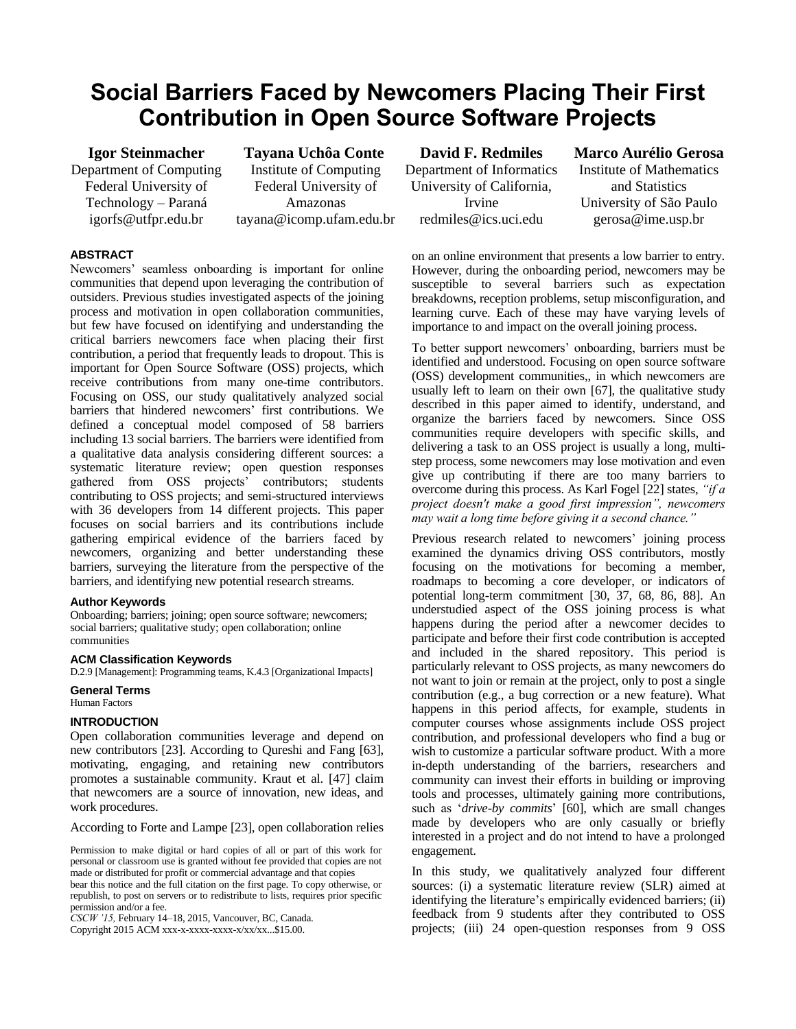# Social Barriers Faced by Newcomers Placing Their First Contribution in Open Source Software Projects

**Igor Steinmacher**
Department of Computing
Federal University of Technology – Paraná
igorfs@utfpr.edu.br

**Tayana Uchôa Conte**
Institute of Computing
Federal University of Amazonas
tayana@icomp.ufam.edu.br

**David F. Redmiles**
Department of Informatics
University of California, Irvine
redmiles@ics.uci.edu

**Marco Aurélio Gerosa**
Institute of Mathematics and Statistics
University of São Paulo
gerosa@ime.usp.br

## ABSTRACT

Newcomers' seamless onboarding is important for online communities that depend upon leveraging the contribution of outsiders. Previous studies investigated aspects of the joining process and motivation in open collaboration communities, but few have focused on identifying and understanding the critical barriers newcomers face when placing their first contribution, a period that frequently leads to dropout. This is important for Open Source Software (OSS) projects, which receive contributions from many one-time contributors. Focusing on OSS, our study qualitatively analyzed social barriers that hindered newcomers' first contributions. We defined a conceptual model composed of 58 barriers including 13 social barriers. The barriers were identified from a qualitative data analysis considering different sources: a systematic literature review; open question responses gathered from OSS projects' contributors; students contributing to OSS projects; and semi-structured interviews with 36 developers from 14 different projects. This paper focuses on social barriers and its contributions include gathering empirical evidence of the barriers faced by newcomers, organizing and better understanding these barriers, surveying the literature from the perspective of the barriers, and identifying new potential research streams.

### Author Keywords

Onboarding; barriers; joining; open source software; newcomers; social barriers; qualitative study; open collaboration; online communities

### ACM Classification Keywords

D.2.9 [Management]: Programming teams, K.4.3 [Organizational Impacts]

### General Terms

Human Factors

## INTRODUCTION

Open collaboration communities leverage and depend on new contributors [23]. According to Qureshi and Fang [63], motivating, engaging, and retaining new contributors promotes a sustainable community. Kraut et al. [47] claim that newcomers are a source of innovation, new ideas, and work procedures.

According to Forte and Lampe [23], open collaboration relies on an online environment that presents a low barrier to entry. However, during the onboarding period, newcomers may be susceptible to several barriers such as expectation breakdowns, reception problems, setup misconfiguration, and learning curve. Each of these may have varying levels of importance to and impact on the overall joining process.

To better support newcomers' onboarding, barriers must be identified and understood. Focusing on open source software (OSS) development communities,, in which newcomers are usually left to learn on their own [67], the qualitative study described in this paper aimed to identify, understand, and organize the barriers faced by newcomers. Since OSS communities require developers with specific skills, and delivering a task to an OSS project is usually a long, multi-step process, some newcomers may lose motivation and even give up contributing if there are too many barriers to overcome during this process. As Karl Fogel [22] states, *"if a project doesn't make a good first impression", newcomers may wait a long time before giving it a second chance."*

Previous research related to newcomers' joining process examined the dynamics driving OSS contributors, mostly focusing on the motivations for becoming a member, roadmaps to becoming a core developer, or indicators of potential long-term commitment [30, 37, 68, 86, 88]. An understudied aspect of the OSS joining process is what happens during the period after a newcomer decides to participate and before their first code contribution is accepted and included in the shared repository. This period is particularly relevant to OSS projects, as many newcomers do not want to join or remain at the project, only to post a single contribution (e.g., a bug correction or a new feature). What happens in this period affects, for example, students in computer courses whose assignments include OSS project contribution, and professional developers who find a bug or wish to customize a particular software product. With a more in-depth understanding of the barriers, researchers and community can invest their efforts in building or improving tools and processes, ultimately gaining more contributions, such as '*drive-by commits*' [60], which are small changes made by developers who are only casually or briefly interested in a project and do not intend to have a prolonged engagement.

In this study, we qualitatively analyzed four different sources: (i) a systematic literature review (SLR) aimed at identifying the literature's empirically evidenced barriers; (ii) feedback from 9 students after they contributed to OSS projects; (iii) 24 open-question responses from 9 OSS

Permission to make digital or hard copies of all or part of this work for personal or classroom use is granted without fee provided that copies are not made or distributed for profit or commercial advantage and that copies bear this notice and the full citation on the first page. To copy otherwise, or republish, to post on servers or to redistribute to lists, requires prior specific permission and/or a fee.
*CSCW '15,* February 14–18, 2015, Vancouver, BC, Canada.
Copyright 2015 ACM xxx-x-xxxx-xxxx-x/xx/xx...$15.00.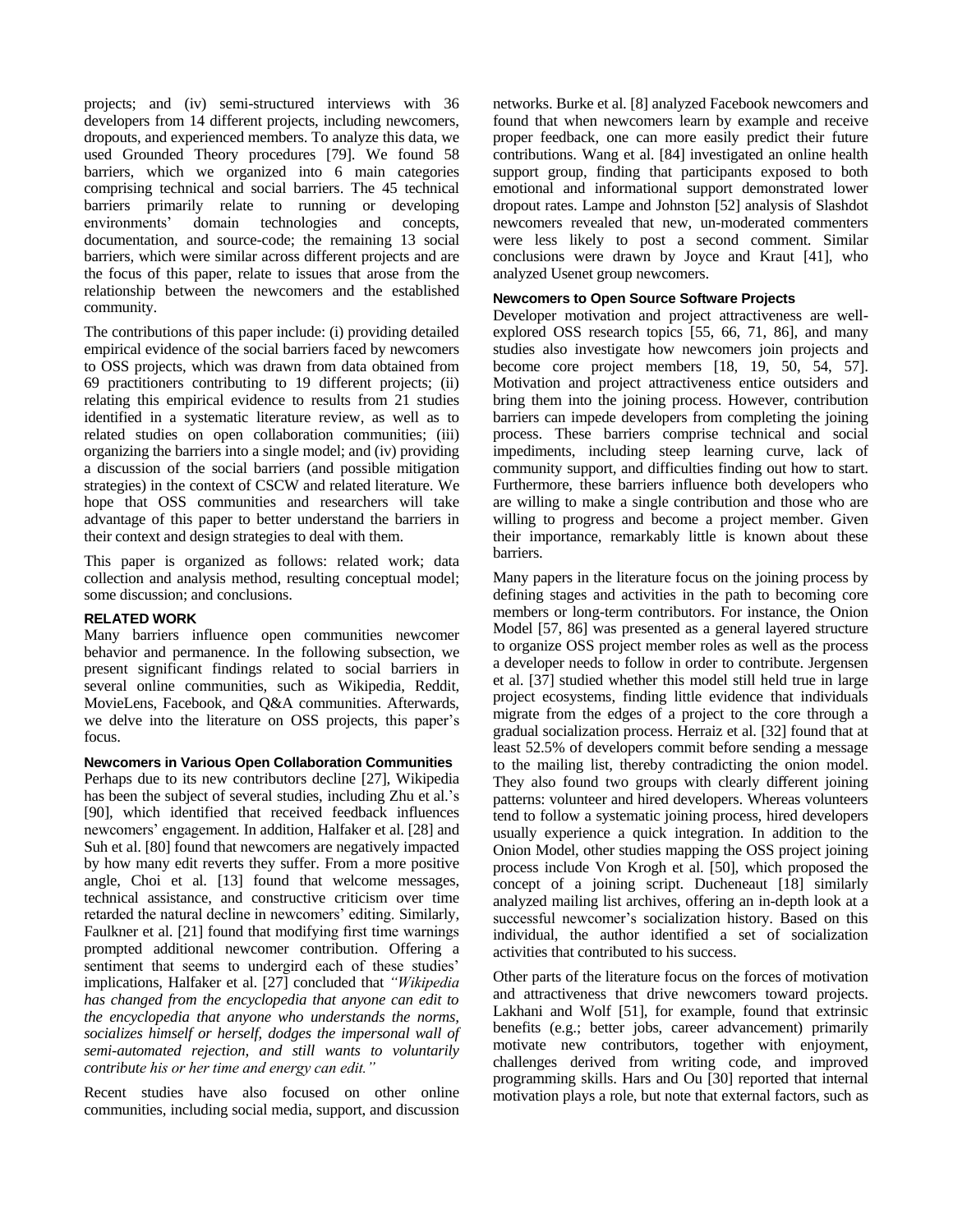projects; and (iv) semi-structured interviews with 36 developers from 14 different projects, including newcomers, dropouts, and experienced members. To analyze this data, we used Grounded Theory procedures [79]. We found 58 barriers, which we organized into 6 main categories comprising technical and social barriers. The 45 technical barriers primarily relate to running or developing environments' domain technologies and concepts, documentation, and source-code; the remaining 13 social barriers, which were similar across different projects and are the focus of this paper, relate to issues that arose from the relationship between the newcomers and the established community.

The contributions of this paper include: (i) providing detailed empirical evidence of the social barriers faced by newcomers to OSS projects, which was drawn from data obtained from 69 practitioners contributing to 19 different projects; (ii) relating this empirical evidence to results from 21 studies identified in a systematic literature review, as well as to related studies on open collaboration communities; (iii) organizing the barriers into a single model; and (iv) providing a discussion of the social barriers (and possible mitigation strategies) in the context of CSCW and related literature. We hope that OSS communities and researchers will take advantage of this paper to better understand the barriers in their context and design strategies to deal with them.

This paper is organized as follows: related work; data collection and analysis method, resulting conceptual model; some discussion; and conclusions.

## RELATED WORK

Many barriers influence open communities newcomer behavior and permanence. In the following subsection, we present significant findings related to social barriers in several online communities, such as Wikipedia, Reddit, MovieLens, Facebook, and Q&A communities. Afterwards, we delve into the literature on OSS projects, this paper's focus.

### Newcomers in Various Open Collaboration Communities

Perhaps due to its new contributors decline [27], Wikipedia has been the subject of several studies, including Zhu et al.'s [90], which identified that received feedback influences newcomers' engagement. In addition, Halfaker et al. [28] and Suh et al. [80] found that newcomers are negatively impacted by how many edit reverts they suffer. From a more positive angle, Choi et al. [13] found that welcome messages, technical assistance, and constructive criticism over time retarded the natural decline in newcomers' editing. Similarly, Faulkner et al. [21] found that modifying first time warnings prompted additional newcomer contribution. Offering a sentiment that seems to undergird each of these studies' implications, Halfaker et al. [27] concluded that *"Wikipedia has changed from the encyclopedia that anyone can edit to the encyclopedia that anyone who understands the norms, socializes himself or herself, dodges the impersonal wall of semi-automated rejection, and still wants to voluntarily contribute his or her time and energy can edit."*

Recent studies have also focused on other online communities, including social media, support, and discussion networks. Burke et al. [8] analyzed Facebook newcomers and found that when newcomers learn by example and receive proper feedback, one can more easily predict their future contributions. Wang et al. [84] investigated an online health support group, finding that participants exposed to both emotional and informational support demonstrated lower dropout rates. Lampe and Johnston [52] analysis of Slashdot newcomers revealed that new, un-moderated commenters were less likely to post a second comment. Similar conclusions were drawn by Joyce and Kraut [41], who analyzed Usenet group newcomers.

### Newcomers to Open Source Software Projects

Developer motivation and project attractiveness are well-explored OSS research topics [55, 66, 71, 86], and many studies also investigate how newcomers join projects and become core project members [18, 19, 50, 54, 57]. Motivation and project attractiveness entice outsiders and bring them into the joining process. However, contribution barriers can impede developers from completing the joining process. These barriers comprise technical and social impediments, including steep learning curve, lack of community support, and difficulties finding out how to start. Furthermore, these barriers influence both developers who are willing to make a single contribution and those who are willing to progress and become a project member. Given their importance, remarkably little is known about these barriers.

Many papers in the literature focus on the joining process by defining stages and activities in the path to becoming core members or long-term contributors. For instance, the Onion Model [57, 86] was presented as a general layered structure to organize OSS project member roles as well as the process a developer needs to follow in order to contribute. Jergensen et al. [37] studied whether this model still held true in large project ecosystems, finding little evidence that individuals migrate from the edges of a project to the core through a gradual socialization process. Herraiz et al. [32] found that at least 52.5% of developers commit before sending a message to the mailing list, thereby contradicting the onion model. They also found two groups with clearly different joining patterns: volunteer and hired developers. Whereas volunteers tend to follow a systematic joining process, hired developers usually experience a quick integration. In addition to the Onion Model, other studies mapping the OSS project joining process include Von Krogh et al. [50], which proposed the concept of a joining script. Ducheneaut [18] similarly analyzed mailing list archives, offering an in-depth look at a successful newcomer's socialization history. Based on this individual, the author identified a set of socialization activities that contributed to his success.

Other parts of the literature focus on the forces of motivation and attractiveness that drive newcomers toward projects. Lakhani and Wolf [51], for example, found that extrinsic benefits (e.g.; better jobs, career advancement) primarily motivate new contributors, together with enjoyment, challenges derived from writing code, and improved programming skills. Hars and Ou [30] reported that internal motivation plays a role, but note that external factors, such as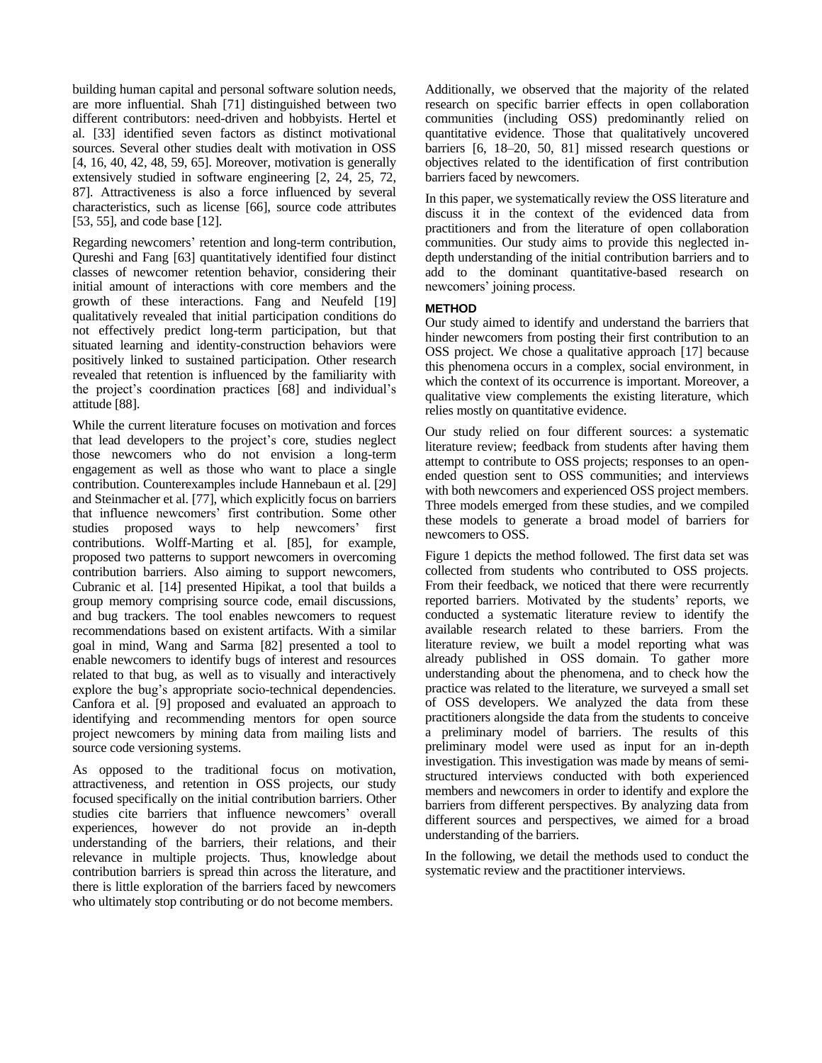building human capital and personal software solution needs, are more influential. Shah [71] distinguished between two different contributors: need-driven and hobbyists. Hertel et al. [33] identified seven factors as distinct motivational sources. Several other studies dealt with motivation in OSS [4, 16, 40, 42, 48, 59, 65]. Moreover, motivation is generally extensively studied in software engineering [2, 24, 25, 72, 87]. Attractiveness is also a force influenced by several characteristics, such as license [66], source code attributes [53, 55], and code base [12].

Regarding newcomers' retention and long-term contribution, Qureshi and Fang [63] quantitatively identified four distinct classes of newcomer retention behavior, considering their initial amount of interactions with core members and the growth of these interactions. Fang and Neufeld [19] qualitatively revealed that initial participation conditions do not effectively predict long-term participation, but that situated learning and identity-construction behaviors were positively linked to sustained participation. Other research revealed that retention is influenced by the familiarity with the project's coordination practices [68] and individual's attitude [88].

While the current literature focuses on motivation and forces that lead developers to the project's core, studies neglect those newcomers who do not envision a long-term engagement as well as those who want to place a single contribution. Counterexamples include Hannebaun et al. [29] and Steinmacher et al. [77], which explicitly focus on barriers that influence newcomers' first contribution. Some other studies proposed ways to help newcomers' first contributions. Wolff-Marting et al. [85], for example, proposed two patterns to support newcomers in overcoming contribution barriers. Also aiming to support newcomers, Cubranic et al. [14] presented Hipikat, a tool that builds a group memory comprising source code, email discussions, and bug trackers. The tool enables newcomers to request recommendations based on existent artifacts. With a similar goal in mind, Wang and Sarma [82] presented a tool to enable newcomers to identify bugs of interest and resources related to that bug, as well as to visually and interactively explore the bug's appropriate socio-technical dependencies. Canfora et al. [9] proposed and evaluated an approach to identifying and recommending mentors for open source project newcomers by mining data from mailing lists and source code versioning systems.

As opposed to the traditional focus on motivation, attractiveness, and retention in OSS projects, our study focused specifically on the initial contribution barriers. Other studies cite barriers that influence newcomers' overall experiences, however do not provide an in-depth understanding of the barriers, their relations, and their relevance in multiple projects. Thus, knowledge about contribution barriers is spread thin across the literature, and there is little exploration of the barriers faced by newcomers who ultimately stop contributing or do not become members.

Additionally, we observed that the majority of the related research on specific barrier effects in open collaboration communities (including OSS) predominantly relied on quantitative evidence. Those that qualitatively uncovered barriers [6, 18–20, 50, 81] missed research questions or objectives related to the identification of first contribution barriers faced by newcomers.

In this paper, we systematically review the OSS literature and discuss it in the context of the evidenced data from practitioners and from the literature of open collaboration communities. Our study aims to provide this neglected in-depth understanding of the initial contribution barriers and to add to the dominant quantitative-based research on newcomers' joining process.

## METHOD

Our study aimed to identify and understand the barriers that hinder newcomers from posting their first contribution to an OSS project. We chose a qualitative approach [17] because this phenomena occurs in a complex, social environment, in which the context of its occurrence is important. Moreover, a qualitative view complements the existing literature, which relies mostly on quantitative evidence.

Our study relied on four different sources: a systematic literature review; feedback from students after having them attempt to contribute to OSS projects; responses to an open-ended question sent to OSS communities; and interviews with both newcomers and experienced OSS project members. Three models emerged from these studies, and we compiled these models to generate a broad model of barriers for newcomers to OSS.

Figure 1 depicts the method followed. The first data set was collected from students who contributed to OSS projects. From their feedback, we noticed that there were recurrently reported barriers. Motivated by the students' reports, we conducted a systematic literature review to identify the available research related to these barriers. From the literature review, we built a model reporting what was already published in OSS domain. To gather more understanding about the phenomena, and to check how the practice was related to the literature, we surveyed a small set of OSS developers. We analyzed the data from these practitioners alongside the data from the students to conceive a preliminary model of barriers. The results of this preliminary model were used as input for an in-depth investigation. This investigation was made by means of semi-structured interviews conducted with both experienced members and newcomers in order to identify and explore the barriers from different perspectives. By analyzing data from different sources and perspectives, we aimed for a broad understanding of the barriers.

In the following, we detail the methods used to conduct the systematic review and the practitioner interviews.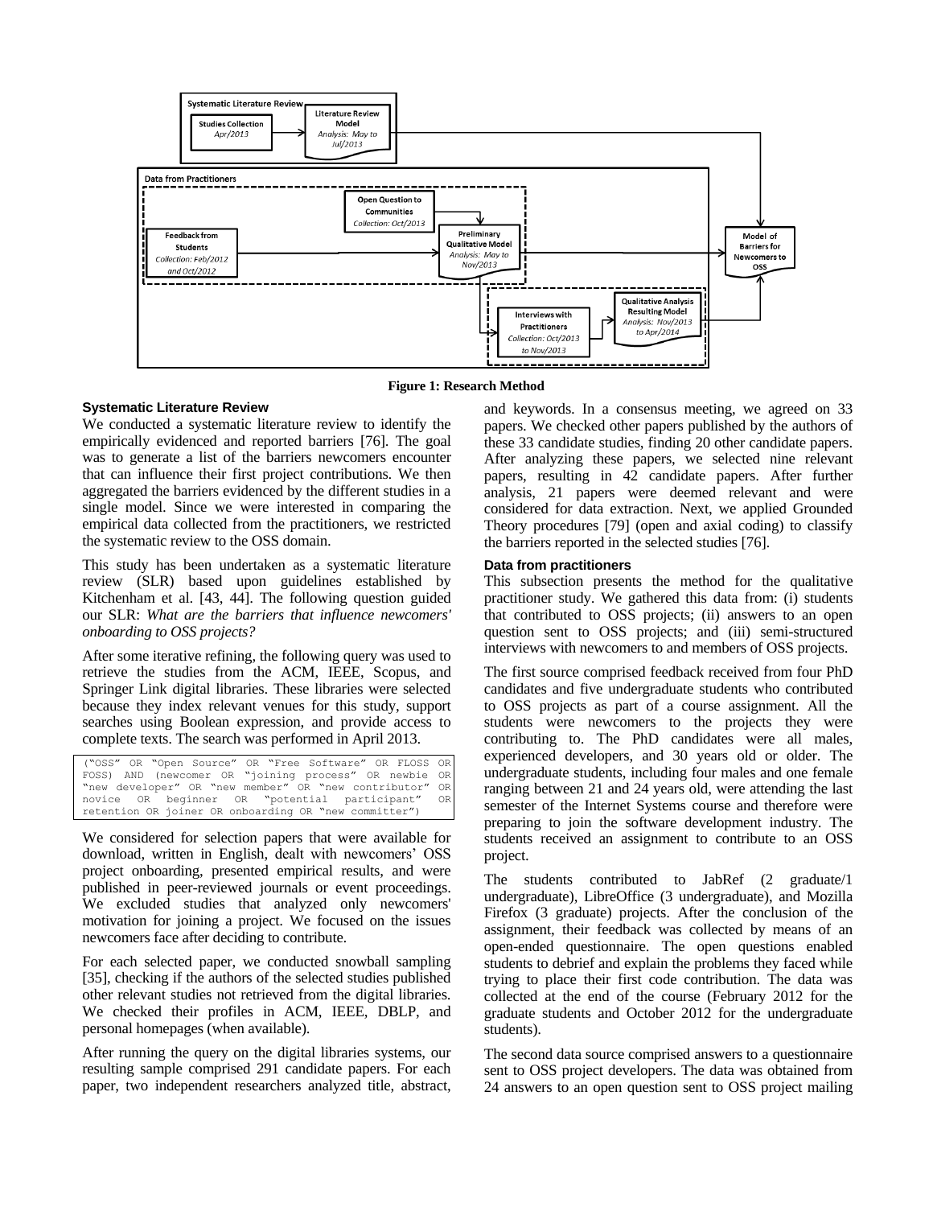Figure 1: Research Method

### Systematic Literature Review

We conducted a systematic literature review to identify the empirically evidenced and reported barriers [76]. The goal was to generate a list of the barriers newcomers encounter that can influence their first project contributions. We then aggregated the barriers evidenced by the different studies in a single model. Since we were interested in comparing the empirical data collected from the practitioners, we restricted the systematic review to the OSS domain.

This study has been undertaken as a systematic literature review (SLR) based upon guidelines established by Kitchenham et al. [43, 44]. The following question guided our SLR: *What are the barriers that influence newcomers' onboarding to OSS projects?*

After some iterative refining, the following query was used to retrieve the studies from the ACM, IEEE, Scopus, and Springer Link digital libraries. These libraries were selected because they index relevant venues for this study, support searches using Boolean expression, and provide access to complete texts. The search was performed in April 2013.

```
("OSS" OR "Open Source" OR "Free Software" OR FLOSS OR
FOSS) AND (newcomer OR "joining process" OR newbie OR
"new developer" OR "new member" OR "new contributor" OR
novice OR beginner OR "potential participant" OR
retention OR joiner OR onboarding OR "new committer")
```

We considered for selection papers that were available for download, written in English, dealt with newcomers' OSS project onboarding, presented empirical results, and were published in peer-reviewed journals or event proceedings. We excluded studies that analyzed only newcomers' motivation for joining a project. We focused on the issues newcomers face after deciding to contribute.

For each selected paper, we conducted snowball sampling [35], checking if the authors of the selected studies published other relevant studies not retrieved from the digital libraries. We checked their profiles in ACM, IEEE, DBLP, and personal homepages (when available).

After running the query on the digital libraries systems, our resulting sample comprised 291 candidate papers. For each paper, two independent researchers analyzed title, abstract, and keywords. In a consensus meeting, we agreed on 33 papers. We checked other papers published by the authors of these 33 candidate studies, finding 20 other candidate papers. After analyzing these papers, we selected nine relevant papers, resulting in 42 candidate papers. After further analysis, 21 papers were deemed relevant and were considered for data extraction. Next, we applied Grounded Theory procedures [79] (open and axial coding) to classify the barriers reported in the selected studies [76].

### Data from practitioners

This subsection presents the method for the qualitative practitioner study. We gathered this data from: (i) students that contributed to OSS projects; (ii) answers to an open question sent to OSS projects; and (iii) semi-structured interviews with newcomers to and members of OSS projects.

The first source comprised feedback received from four PhD candidates and five undergraduate students who contributed to OSS projects as part of a course assignment. All the students were newcomers to the projects they were contributing to. The PhD candidates were all males, experienced developers, and 30 years old or older. The undergraduate students, including four males and one female ranging between 21 and 24 years old, were attending the last semester of the Internet Systems course and therefore were preparing to join the software development industry. The students received an assignment to contribute to an OSS project.

The students contributed to JabRef (2 graduate/1 undergraduate), LibreOffice (3 undergraduate), and Mozilla Firefox (3 graduate) projects. After the conclusion of the assignment, their feedback was collected by means of an open-ended questionnaire. The open questions enabled students to debrief and explain the problems they faced while trying to place their first code contribution. The data was collected at the end of the course (February 2012 for the graduate students and October 2012 for the undergraduate students).

The second data source comprised answers to a questionnaire sent to OSS project developers. The data was obtained from 24 answers to an open question sent to OSS project mailing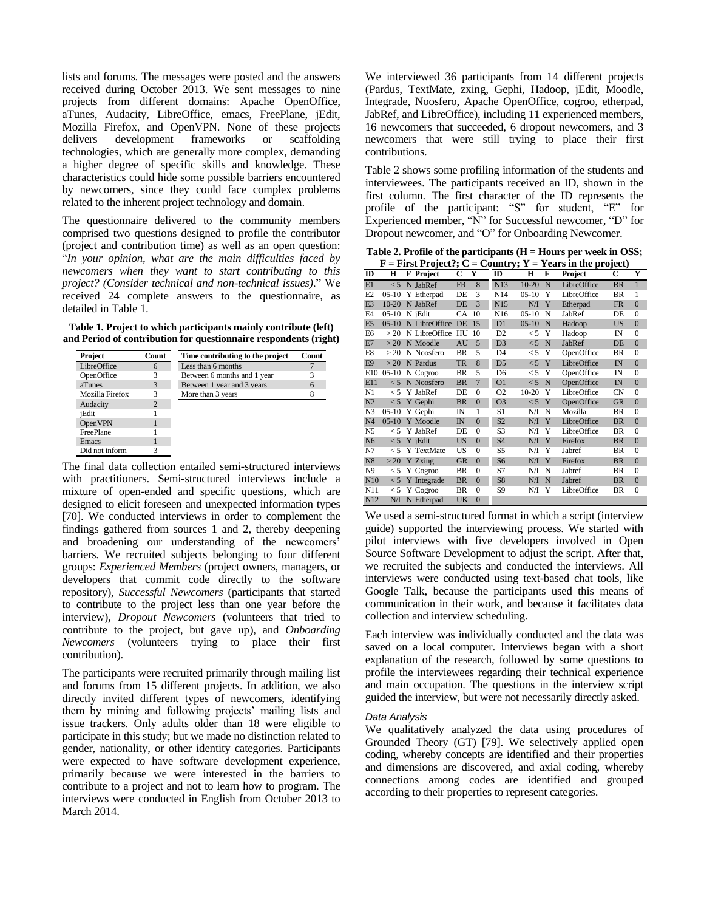lists and forums. The messages were posted and the answers received during October 2013. We sent messages to nine projects from different domains: Apache OpenOffice, aTunes, Audacity, LibreOffice, emacs, FreePlane, jEdit, Mozilla Firefox, and OpenVPN. None of these projects delivers development frameworks or scaffolding technologies, which are generally more complex, demanding a higher degree of specific skills and knowledge. These characteristics could hide some possible barriers encountered by newcomers, since they could face complex problems related to the inherent project technology and domain.

The questionnaire delivered to the community members comprised two questions designed to profile the contributor (project and contribution time) as well as an open question: "*In your opinion, what are the main difficulties faced by newcomers when they want to start contributing to this project? (Consider technical and non-technical issues)*." We received 24 complete answers to the questionnaire, as detailed in Table 1.

**Table 1. Project to which participants mainly contribute (left) and Period of contribution for questionnaire respondents (right)**

| Project | Count |
|---|---|
| LibreOffice | 6 |
| OpenOffice | 3 |
| aTunes | 3 |
| Mozilla Firefox | 3 |
| Audacity | 2 |
| jEdit | 1 |
| OpenVPN | 1 |
| FreePlane | 1 |
| Emacs | 1 |
| Did not inform | 3 |

| Time contributing to the project | Count |
|---|---|
| Less than 6 months | 7 |
| Between 6 months and 1 year | 3 |
| Between 1 year and 3 years | 6 |
| More than 3 years | 8 |

The final data collection entailed semi-structured interviews with practitioners. Semi-structured interviews include a mixture of open-ended and specific questions, which are designed to elicit foreseen and unexpected information types [70]. We conducted interviews in order to complement the findings gathered from sources 1 and 2, thereby deepening and broadening our understanding of the newcomers' barriers. We recruited subjects belonging to four different groups: *Experienced Members* (project owners, managers, or developers that commit code directly to the software repository), *Successful Newcomers* (participants that started to contribute to the project less than one year before the interview), *Dropout Newcomers* (volunteers that tried to contribute to the project, but gave up), and *Onboarding Newcomers* (volunteers trying to place their first contribution).

The participants were recruited primarily through mailing list and forums from 15 different projects. In addition, we also directly invited different types of newcomers, identifying them by mining and following projects' mailing lists and issue trackers. Only adults older than 18 were eligible to participate in this study; but we made no distinction related to gender, nationality, or other identity categories. Participants were expected to have software development experience, primarily because we were interested in the barriers to contribute to a project and not to learn how to program. The interviews were conducted in English from October 2013 to March 2014.

We interviewed 36 participants from 14 different projects (Pardus, TextMate, zxing, Gephi, Hadoop, jEdit, Moodle, Integrade, Noosfero, Apache OpenOffice, cogroo, etherpad, JabRef, and LibreOffice), including 11 experienced members, 16 newcomers that succeeded, 6 dropout newcomers, and 3 newcomers that were still trying to place their first contributions.

Table 2 shows some profiling information of the students and interviewees. The participants received an ID, shown in the first column. The first character of the ID represents the profile of the participant: "S" for student, "E" for Experienced member, "N" for Successful newcomer, "D" for Dropout newcomer, and "O" for Onboarding Newcomer.

**Table 2. Profile of the participants (H = Hours per week in OSS; F = First Project?; C = Country; Y = Years in the project)**

| ID | H | F | Project | C | Y | ID | H | F | Project | C | Y |
|---|---|---|---|---|---|---|---|---|---|---|---|
| E1 | < 5 | N | JabRef | FR | 8 | N13 | 10-20 | N | LibreOffice | BR | 1 |
| E2 | 05-10 | Y | Etherpad | DE | 3 | N14 | 05-10 | Y | LibreOffice | BR | 1 |
| E3 | 10-20 | N | JabRef | DE | 3 | N15 | N/I | Y | Etherpad | FR | 0 |
| E4 | 05-10 | N | jEdit | CA | 10 | N16 | 05-10 | N | JabRef | DE | 0 |
| E5 | 05-10 | N | LibreOffice | DE | 15 | D1 | 05-10 | N | Hadoop | US | 0 |
| E6 | > 20 | N | LibreOffice | HU | 10 | D2 | < 5 | Y | Hadoop | IN | 0 |
| E7 | > 20 | N | Moodle | AU | 5 | D3 | < 5 | N | JabRef | DE | 0 |
| E8 | > 20 | N | Noosfero | BR | 5 | D4 | < 5 | Y | OpenOffice | BR | 0 |
| E9 | > 20 | N | Pardus | TR | 8 | D5 | < 5 | Y | LibreOffice | IN | 0 |
| E10 | 05-10 | N | Cogroo | BR | 5 | D6 | < 5 | Y | OpenOffice | IN | 0 |
| E11 | < 5 | N | Noosfero | BR | 7 | O1 | < 5 | N | OpenOffice | IN | 0 |
| N1 | < 5 | Y | JabRef | DE | 0 | O2 | 10-20 | Y | LibreOffice | CN | 0 |
| N2 | < 5 | Y | Gephi | BR | 0 | O3 | < 5 | Y | OpenOffice | GR | 0 |
| N3 | 05-10 | Y | Gephi | IN | 1 | S1 | N/I | N | Mozilla | BR | 0 |
| N4 | 05-10 | Y | Moodle | IN | 0 | S2 | N/I | Y | LibreOffice | BR | 0 |
| N5 | < 5 | Y | JabRef | DE | 0 | S3 | N/I | Y | LibreOffice | BR | 0 |
| N6 | < 5 | Y | jEdit | US | 0 | S4 | N/I | Y | Firefox | BR | 0 |
| N7 | < 5 | Y | TextMate | US | 0 | S5 | N/I | Y | Jabref | BR | 0 |
| N8 | > 20 | Y | Zxing | GR | 0 | S6 | N/I | Y | Firefox | BR | 0 |
| N9 | < 5 | Y | Cogroo | BR | 0 | S7 | N/I | N | Jabref | BR | 0 |
| N10 | < 5 | Y | Integrade | BR | 0 | S8 | N/I | N | Jabref | BR | 0 |
| N11 | < 5 | Y | Cogroo | BR | 0 | S9 | N/I | Y | LibreOffice | BR | 0 |
| N12 | N/I | N | Etherpad | UK | 0 | | | | | | |

We used a semi-structured format in which a script (interview guide) supported the interviewing process. We started with pilot interviews with five developers involved in Open Source Software Development to adjust the script. After that, we recruited the subjects and conducted the interviews. All interviews were conducted using text-based chat tools, like Google Talk, because the participants used this means of communication in their work, and because it facilitates data collection and interview scheduling.

Each interview was individually conducted and the data was saved on a local computer. Interviews began with a short explanation of the research, followed by some questions to profile the interviewees regarding their technical experience and main occupation. The questions in the interview script guided the interview, but were not necessarily directly asked.

### Data Analysis

We qualitatively analyzed the data using procedures of Grounded Theory (GT) [79]. We selectively applied open coding, whereby concepts are identified and their properties and dimensions are discovered, and axial coding, whereby connections among codes are identified and grouped according to their properties to represent categories.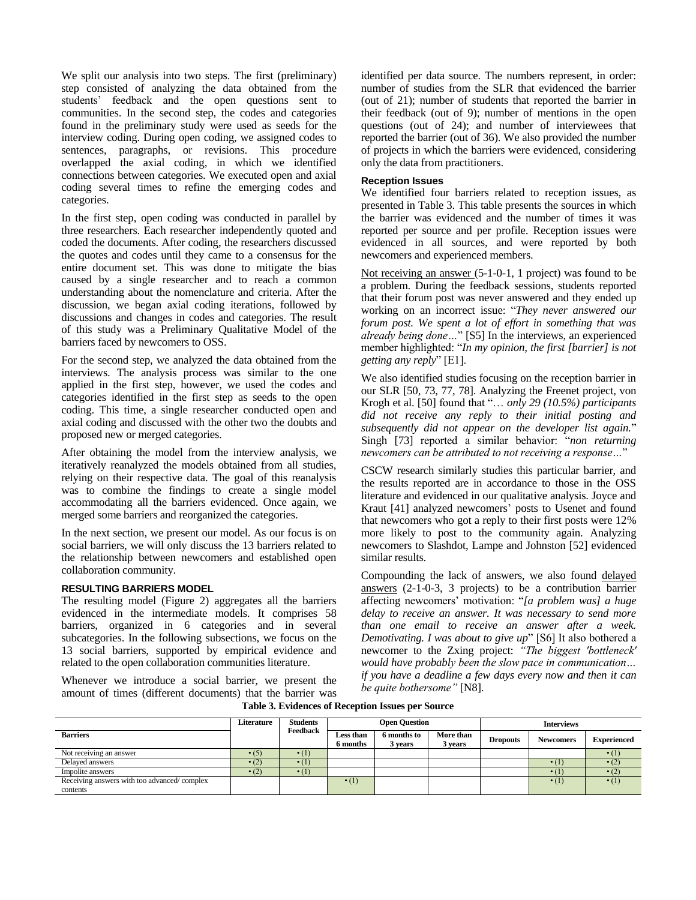We split our analysis into two steps. The first (preliminary) step consisted of analyzing the data obtained from the students' feedback and the open questions sent to communities. In the second step, the codes and categories found in the preliminary study were used as seeds for the interview coding. During open coding, we assigned codes to sentences, paragraphs, or revisions. This procedure overlapped the axial coding, in which we identified connections between categories. We executed open and axial coding several times to refine the emerging codes and categories.

In the first step, open coding was conducted in parallel by three researchers. Each researcher independently quoted and coded the documents. After coding, the researchers discussed the quotes and codes until they came to a consensus for the entire document set. This was done to mitigate the bias caused by a single researcher and to reach a common understanding about the nomenclature and criteria. After the discussion, we began axial coding iterations, followed by discussions and changes in codes and categories. The result of this study was a Preliminary Qualitative Model of the barriers faced by newcomers to OSS.

For the second step, we analyzed the data obtained from the interviews. The analysis process was similar to the one applied in the first step, however, we used the codes and categories identified in the first step as seeds to the open coding. This time, a single researcher conducted open and axial coding and discussed with the other two the doubts and proposed new or merged categories.

After obtaining the model from the interview analysis, we iteratively reanalyzed the models obtained from all studies, relying on their respective data. The goal of this reanalysis was to combine the findings to create a single model accommodating all the barriers evidenced. Once again, we merged some barriers and reorganized the categories.

In the next section, we present our model. As our focus is on social barriers, we will only discuss the 13 barriers related to the relationship between newcomers and established open collaboration community.

## RESULTING BARRIERS MODEL

The resulting model (Figure 2) aggregates all the barriers evidenced in the intermediate models. It comprises 58 barriers, organized in 6 categories and in several subcategories. In the following subsections, we focus on the 13 social barriers, supported by empirical evidence and related to the open collaboration communities literature.

Whenever we introduce a social barrier, we present the amount of times (different documents) that the barrier was identified per data source. The numbers represent, in order: number of studies from the SLR that evidenced the barrier (out of 21); number of students that reported the barrier in their feedback (out of 9); number of mentions in the open questions (out of 24); and number of interviewees that reported the barrier (out of 36). We also provided the number of projects in which the barriers were evidenced, considering only the data from practitioners.

### Reception Issues

We identified four barriers related to reception issues, as presented in Table 3. This table presents the sources in which the barrier was evidenced and the number of times it was reported per source and per profile. Reception issues were evidenced in all sources, and were reported by both newcomers and experienced members.

Not receiving an answer (5-1-0-1, 1 project) was found to be a problem. During the feedback sessions, students reported that their forum post was never answered and they ended up working on an incorrect issue: "*They never answered our forum post. We spent a lot of effort in something that was already being done…*" [S5] In the interviews, an experienced member highlighted: "*In my opinion, the first [barrier] is not getting any reply*" [E1].

We also identified studies focusing on the reception barrier in our SLR [50, 73, 77, 78]. Analyzing the Freenet project, von Krogh et al. [50] found that "… *only 29 (10.5%) participants did not receive any reply to their initial posting and subsequently did not appear on the developer list again.*" Singh [73] reported a similar behavior: "*non returning newcomers can be attributed to not receiving a response…*"

CSCW research similarly studies this particular barrier, and the results reported are in accordance to those in the OSS literature and evidenced in our qualitative analysis. Joyce and Kraut [41] analyzed newcomers' posts to Usenet and found that newcomers who got a reply to their first posts were 12% more likely to post to the community again. Analyzing newcomers to Slashdot, Lampe and Johnston [52] evidenced similar results.

Compounding the lack of answers, we also found delayed answers (2-1-0-3, 3 projects) to be a contribution barrier affecting newcomers' motivation: "*[a problem was] a huge delay to receive an answer. It was necessary to send more than one email to receive an answer after a week. Demotivating. I was about to give up*" [S6] It also bothered a newcomer to the Zxing project: *"The biggest 'bottleneck' would have probably been the slow pace in communication… if you have a deadline a few days every now and then it can be quite bothersome"* [N8].

**Table 3. Evidences of Reception Issues per Source**

| Barriers | Literature | Students Feedback | Open Question | | | Interviews | | |
|---|---|---|---|---|---|---|---|---|
| | | | Less than 6 months | 6 months to 3 years | More than 3 years | Dropouts | Newcomers | Experienced |
| Not receiving an answer | • (5) | • (1) | | | | | | • (1) |
| Delayed answers | • (2) | • (1) | | | | | • (1) | • (2) |
| Impolite answers | • (2) | • (1) | | | | | • (1) | • (2) |
| Receiving answers with too advanced/ complex contents | | | • (1) | | | | • (1) | • (1) |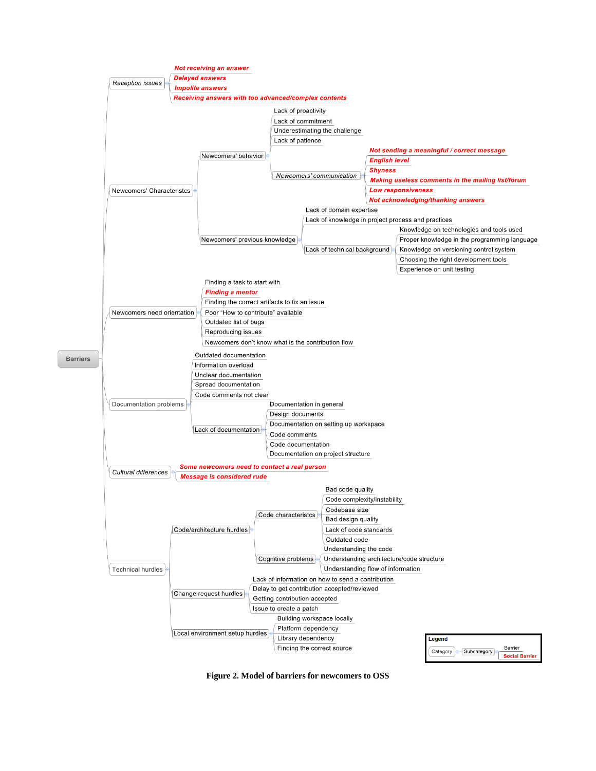- **Barriers**
  - *Reception issues*
    - ***Not receiving an answer***
    - ***Delayed answers***
    - ***Impolite answers***
    - ***Receiving answers with too advanced/complex contents***
  - Newcomers' Characteristcs
    - Newcomers' behavior
      - Lack of proactivity
      - Lack of commitment
      - Underestimating the challenge
      - Lack of patience
      - *Newcomers' communication*
        - ***Not sending a meaningful / correct message***
        - ***English level***
        - ***Shyness***
        - ***Making useless comments in the mailing list/forum***
        - ***Low responsiveness***
        - ***Not acknowledging/thanking answers***
    - Newcomers' previous knowledge
      - Lack of domain expertise
      - Lack of knowledge in project process and practices
      - Lack of technical background
        - Knowledge on technologies and tools used
        - Proper knowledge in the programming language
        - Knowledge on versioning control system
        - Choosing the right development tools
        - Experience on unit testing
  - Newcomers need orientation
    - Finding a task to start with
    - ***Finding a mentor***
    - Finding the correct artifacts to fix an issue
    - Poor "How to contribute" available
    - Outdated list of bugs
    - Reproducing issues
    - Newcomers don't know what is the contribution flow
  - Documentation problems
    - Outdated documentation
    - Information overload
    - Unclear documentation
    - Spread documentation
    - Code comments not clear
    - Lack of documentation
      - Documentation in general
      - Design documents
      - Documentation on setting up workspace
      - Code comments
      - Code documentation
      - Documentation on project structure
  - *Cultural differences*
    - ***Some newcomers need to contact a real person***
    - ***Message is considered rude***
  - Technical hurdles
    - Code/architecture hurdles
      - Code characteristcs
        - Bad code quality
        - Code complexity/instability
        - Codebase size
        - Bad design quality
        - Lack of code standards
        - Outdated code
      - Cognitive problems
        - Understanding the code
        - Understanding architecture/code structure
        - Understanding flow of information
    - Change request hurdles
      - Lack of information on how to send a contribution
      - Delay to get contribution accepted/reviewed
      - Getting contribution accepted
      - Issue to create a patch
    - Local environment setup hurdles
      - Building workspace locally
      - Platform dependency
      - Library dependency
      - Finding the correct source

**Legend**: Category — Subcategory — Barrier / ***Social Barrier***

**Figure 2. Model of barriers for newcomers to OSS**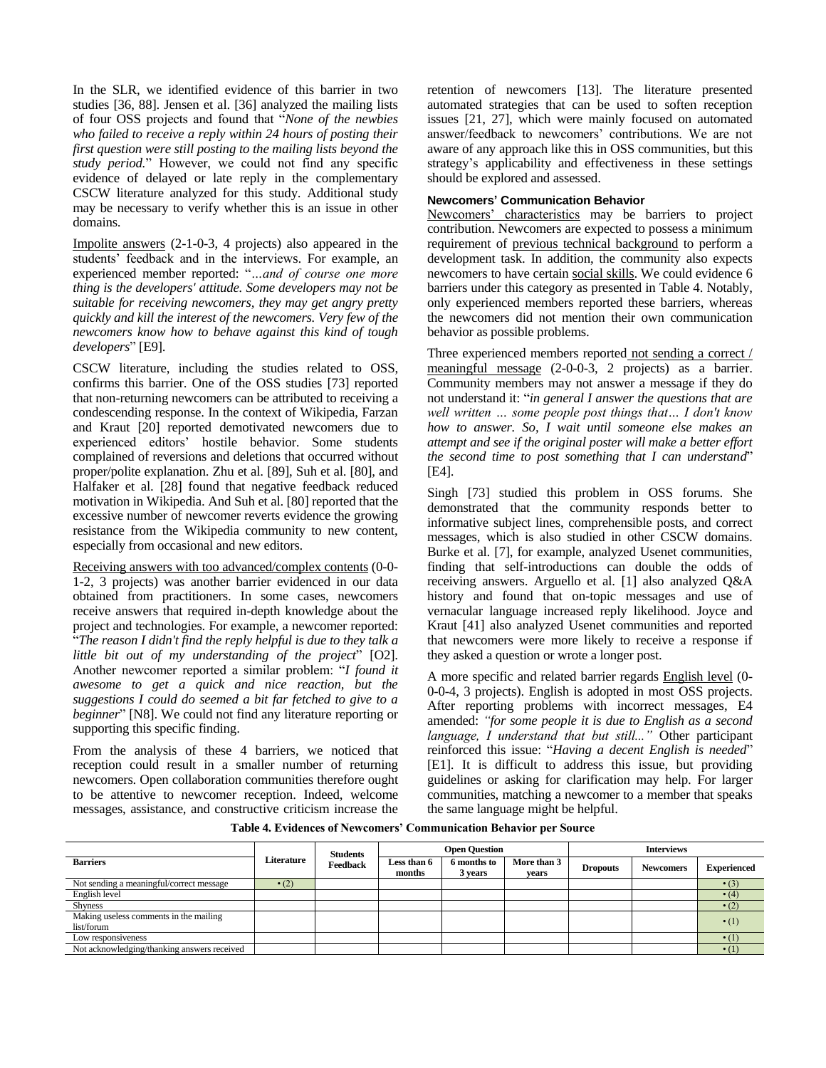In the SLR, we identified evidence of this barrier in two studies [36, 88]. Jensen et al. [36] analyzed the mailing lists of four OSS projects and found that "*None of the newbies who failed to receive a reply within 24 hours of posting their first question were still posting to the mailing lists beyond the study period.*" However, we could not find any specific evidence of delayed or late reply in the complementary CSCW literature analyzed for this study. Additional study may be necessary to verify whether this is an issue in other domains.

Impolite answers (2-1-0-3, 4 projects) also appeared in the students' feedback and in the interviews. For example, an experienced member reported: "*…and of course one more thing is the developers' attitude. Some developers may not be suitable for receiving newcomers, they may get angry pretty quickly and kill the interest of the newcomers. Very few of the newcomers know how to behave against this kind of tough developers*" [E9].

CSCW literature, including the studies related to OSS, confirms this barrier. One of the OSS studies [73] reported that non-returning newcomers can be attributed to receiving a condescending response. In the context of Wikipedia, Farzan and Kraut [20] reported demotivated newcomers due to experienced editors' hostile behavior. Some students complained of reversions and deletions that occurred without proper/polite explanation. Zhu et al. [89], Suh et al. [80], and Halfaker et al. [28] found that negative feedback reduced motivation in Wikipedia. And Suh et al. [80] reported that the excessive number of newcomer reverts evidence the growing resistance from the Wikipedia community to new content, especially from occasional and new editors.

Receiving answers with too advanced/complex contents (0-0-1-2, 3 projects) was another barrier evidenced in our data obtained from practitioners. In some cases, newcomers receive answers that required in-depth knowledge about the project and technologies. For example, a newcomer reported: "*The reason I didn't find the reply helpful is due to they talk a little bit out of my understanding of the project*" [O2]. Another newcomer reported a similar problem: "*I found it awesome to get a quick and nice reaction, but the suggestions I could do seemed a bit far fetched to give to a beginner*" [N8]. We could not find any literature reporting or supporting this specific finding.

From the analysis of these 4 barriers, we noticed that reception could result in a smaller number of returning newcomers. Open collaboration communities therefore ought to be attentive to newcomer reception. Indeed, welcome messages, assistance, and constructive criticism increase the retention of newcomers [13]. The literature presented automated strategies that can be used to soften reception issues [21, 27], which were mainly focused on automated answer/feedback to newcomers' contributions. We are not aware of any approach like this in OSS communities, but this strategy's applicability and effectiveness in these settings should be explored and assessed.

#### Newcomers' Communication Behavior

Newcomers' characteristics may be barriers to project contribution. Newcomers are expected to possess a minimum requirement of previous technical background to perform a development task. In addition, the community also expects newcomers to have certain social skills. We could evidence 6 barriers under this category as presented in Table 4. Notably, only experienced members reported these barriers, whereas the newcomers did not mention their own communication behavior as possible problems.

Three experienced members reported not sending a correct / meaningful message (2-0-0-3, 2 projects) as a barrier. Community members may not answer a message if they do not understand it: "*in general I answer the questions that are well written … some people post things that… I don't know how to answer. So, I wait until someone else makes an attempt and see if the original poster will make a better effort the second time to post something that I can understand*" [E4].

Singh [73] studied this problem in OSS forums. She demonstrated that the community responds better to informative subject lines, comprehensible posts, and correct messages, which is also studied in other CSCW domains. Burke et al. [7], for example, analyzed Usenet communities, finding that self-introductions can double the odds of receiving answers. Arguello et al. [1] also analyzed Q&A history and found that on-topic messages and use of vernacular language increased reply likelihood. Joyce and Kraut [41] also analyzed Usenet communities and reported that newcomers were more likely to receive a response if they asked a question or wrote a longer post.

A more specific and related barrier regards English level (0-0-0-4, 3 projects). English is adopted in most OSS projects. After reporting problems with incorrect messages, E4 amended: *"for some people it is due to English as a second language, I understand that but still..."* Other participant reinforced this issue: "*Having a decent English is needed*" [E1]. It is difficult to address this issue, but providing guidelines or asking for clarification may help. For larger communities, matching a newcomer to a member that speaks the same language might be helpful.

**Table 4. Evidences of Newcomers' Communication Behavior per Source**

| Barriers | Literature | Students Feedback | Open Question | | | Interviews | | |
|---|---|---|---|---|---|---|---|---|
| | | | Less than 6 months | 6 months to 3 years | More than 3 years | Dropouts | Newcomers | Experienced |
| Not sending a meaningful/correct message | • (2) | | | | | | | • (3) |
| English level | | | | | | | | • (4) |
| Shyness | | | | | | | | • (2) |
| Making useless comments in the mailing list/forum | | | | | | | | • (1) |
| Low responsiveness | | | | | | | | • (1) |
| Not acknowledging/thanking answers received | | | | | | | | • (1) |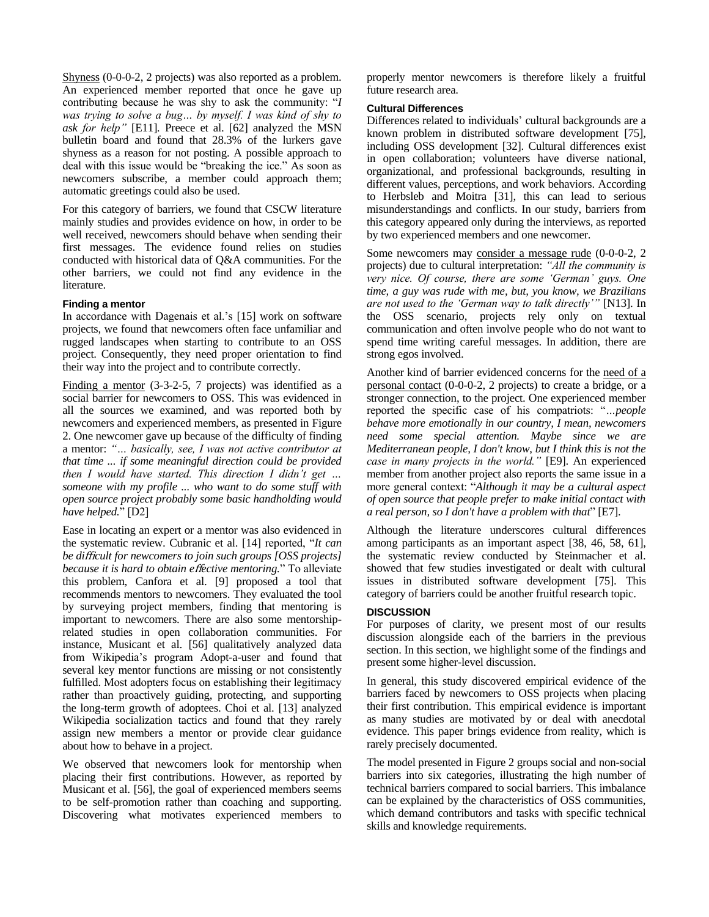Shyness (0-0-0-2, 2 projects) was also reported as a problem. An experienced member reported that once he gave up contributing because he was shy to ask the community: "*I was trying to solve a bug… by myself. I was kind of shy to ask for help*" [E11]. Preece et al. [62] analyzed the MSN bulletin board and found that 28.3% of the lurkers gave shyness as a reason for not posting. A possible approach to deal with this issue would be "breaking the ice." As soon as newcomers subscribe, a member could approach them; automatic greetings could also be used.

For this category of barriers, we found that CSCW literature mainly studies and provides evidence on how, in order to be well received, newcomers should behave when sending their first messages. The evidence found relies on studies conducted with historical data of Q&A communities. For the other barriers, we could not find any evidence in the literature.

#### Finding a mentor

In accordance with Dagenais et al.'s [15] work on software projects, we found that newcomers often face unfamiliar and rugged landscapes when starting to contribute to an OSS project. Consequently, they need proper orientation to find their way into the project and to contribute correctly.

Finding a mentor (3-3-2-5, 7 projects) was identified as a social barrier for newcomers to OSS. This was evidenced in all the sources we examined, and was reported both by newcomers and experienced members, as presented in Figure 2. One newcomer gave up because of the difficulty of finding a mentor: *"… basically, see, I was not active contributor at that time ... if some meaningful direction could be provided then I would have started. This direction I didn't get … someone with my profile ... who want to do some stuff with open source project probably some basic handholding would have helped.*" [D2]

Ease in locating an expert or a mentor was also evidenced in the systematic review. Cubranic et al. [14] reported, "*It can be difficult for newcomers to join such groups [OSS projects] because it is hard to obtain effective mentoring.*" To alleviate this problem, Canfora et al. [9] proposed a tool that recommends mentors to newcomers. They evaluated the tool by surveying project members, finding that mentoring is important to newcomers. There are also some mentorship-related studies in open collaboration communities. For instance, Musicant et al. [56] qualitatively analyzed data from Wikipedia's program Adopt-a-user and found that several key mentor functions are missing or not consistently fulfilled. Most adopters focus on establishing their legitimacy rather than proactively guiding, protecting, and supporting the long-term growth of adoptees. Choi et al. [13] analyzed Wikipedia socialization tactics and found that they rarely assign new members a mentor or provide clear guidance about how to behave in a project.

We observed that newcomers look for mentorship when placing their first contributions. However, as reported by Musicant et al. [56], the goal of experienced members seems to be self-promotion rather than coaching and supporting. Discovering what motivates experienced members to properly mentor newcomers is therefore likely a fruitful future research area.

#### Cultural Differences

Differences related to individuals' cultural backgrounds are a known problem in distributed software development [75], including OSS development [32]. Cultural differences exist in open collaboration; volunteers have diverse national, organizational, and professional backgrounds, resulting in different values, perceptions, and work behaviors. According to Herbsleb and Moitra [31], this can lead to serious misunderstandings and conflicts. In our study, barriers from this category appeared only during the interviews, as reported by two experienced members and one newcomer.

Some newcomers may consider a message rude (0-0-0-2, 2 projects) due to cultural interpretation: *"All the community is very nice. Of course, there are some 'German' guys. One time, a guy was rude with me, but, you know, we Brazilians are not used to the 'German way to talk directly'"* [N13]. In the OSS scenario, projects rely only on textual communication and often involve people who do not want to spend time writing careful messages. In addition, there are strong egos involved.

Another kind of barrier evidenced concerns for the need of a personal contact (0-0-0-2, 2 projects) to create a bridge, or a stronger connection, to the project. One experienced member reported the specific case of his compatriots: "*…people behave more emotionally in our country, I mean, newcomers need some special attention. Maybe since we are Mediterranean people, I don't know, but I think this is not the case in many projects in the world.*" [E9]. An experienced member from another project also reports the same issue in a more general context: "*Although it may be a cultural aspect of open source that people prefer to make initial contact with a real person, so I don't have a problem with that*" [E7].

Although the literature underscores cultural differences among participants as an important aspect [38, 46, 58, 61], the systematic review conducted by Steinmacher et al. showed that few studies investigated or dealt with cultural issues in distributed software development [75]. This category of barriers could be another fruitful research topic.

### DISCUSSION

For purposes of clarity, we present most of our results discussion alongside each of the barriers in the previous section. In this section, we highlight some of the findings and present some higher-level discussion.

In general, this study discovered empirical evidence of the barriers faced by newcomers to OSS projects when placing their first contribution. This empirical evidence is important as many studies are motivated by or deal with anecdotal evidence. This paper brings evidence from reality, which is rarely precisely documented.

The model presented in Figure 2 groups social and non-social barriers into six categories, illustrating the high number of technical barriers compared to social barriers. This imbalance can be explained by the characteristics of OSS communities, which demand contributors and tasks with specific technical skills and knowledge requirements.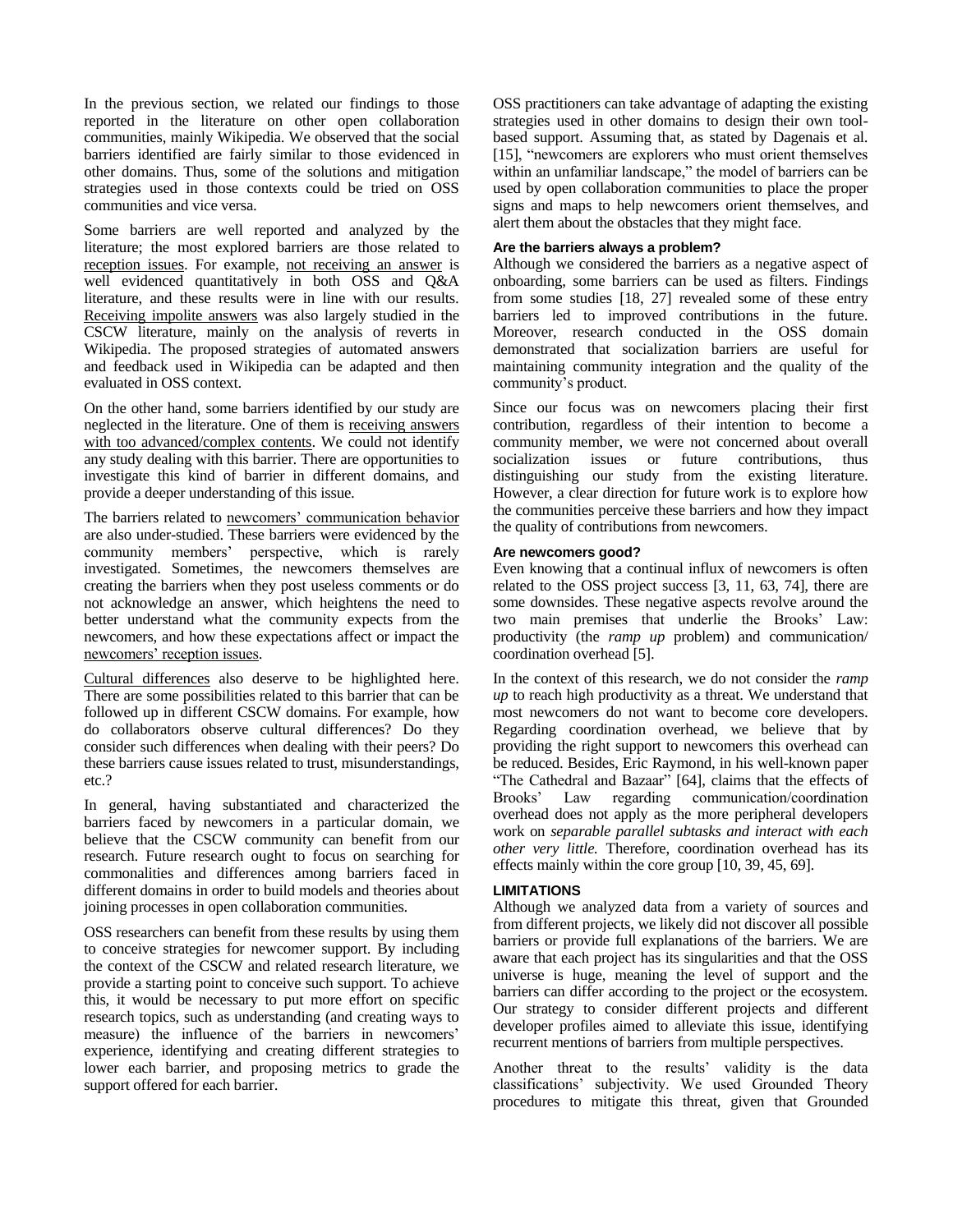In the previous section, we related our findings to those reported in the literature on other open collaboration communities, mainly Wikipedia. We observed that the social barriers identified are fairly similar to those evidenced in other domains. Thus, some of the solutions and mitigation strategies used in those contexts could be tried on OSS communities and vice versa.

Some barriers are well reported and analyzed by the literature; the most explored barriers are those related to reception issues. For example, not receiving an answer is well evidenced quantitatively in both OSS and Q&A literature, and these results were in line with our results. Receiving impolite answers was also largely studied in the CSCW literature, mainly on the analysis of reverts in Wikipedia. The proposed strategies of automated answers and feedback used in Wikipedia can be adapted and then evaluated in OSS context.

On the other hand, some barriers identified by our study are neglected in the literature. One of them is receiving answers with too advanced/complex contents. We could not identify any study dealing with this barrier. There are opportunities to investigate this kind of barrier in different domains, and provide a deeper understanding of this issue.

The barriers related to newcomers' communication behavior are also under-studied. These barriers were evidenced by the community members' perspective, which is rarely investigated. Sometimes, the newcomers themselves are creating the barriers when they post useless comments or do not acknowledge an answer, which heightens the need to better understand what the community expects from the newcomers, and how these expectations affect or impact the newcomers' reception issues.

Cultural differences also deserve to be highlighted here. There are some possibilities related to this barrier that can be followed up in different CSCW domains. For example, how do collaborators observe cultural differences? Do they consider such differences when dealing with their peers? Do these barriers cause issues related to trust, misunderstandings, etc.?

In general, having substantiated and characterized the barriers faced by newcomers in a particular domain, we believe that the CSCW community can benefit from our research. Future research ought to focus on searching for commonalities and differences among barriers faced in different domains in order to build models and theories about joining processes in open collaboration communities.

OSS researchers can benefit from these results by using them to conceive strategies for newcomer support. By including the context of the CSCW and related research literature, we provide a starting point to conceive such support. To achieve this, it would be necessary to put more effort on specific research topics, such as understanding (and creating ways to measure) the influence of the barriers in newcomers' experience, identifying and creating different strategies to lower each barrier, and proposing metrics to grade the support offered for each barrier.

OSS practitioners can take advantage of adapting the existing strategies used in other domains to design their own tool-based support. Assuming that, as stated by Dagenais et al. [15], "newcomers are explorers who must orient themselves within an unfamiliar landscape," the model of barriers can be used by open collaboration communities to place the proper signs and maps to help newcomers orient themselves, and alert them about the obstacles that they might face.

#### Are the barriers always a problem?

Although we considered the barriers as a negative aspect of onboarding, some barriers can be used as filters. Findings from some studies [18, 27] revealed some of these entry barriers led to improved contributions in the future. Moreover, research conducted in the OSS domain demonstrated that socialization barriers are useful for maintaining community integration and the quality of the community's product.

Since our focus was on newcomers placing their first contribution, regardless of their intention to become a community member, we were not concerned about overall socialization issues or future contributions, thus distinguishing our study from the existing literature. However, a clear direction for future work is to explore how the communities perceive these barriers and how they impact the quality of contributions from newcomers.

#### Are newcomers good?

Even knowing that a continual influx of newcomers is often related to the OSS project success [3, 11, 63, 74], there are some downsides. These negative aspects revolve around the two main premises that underlie the Brooks' Law: productivity (the *ramp up* problem) and communication/ coordination overhead [5].

In the context of this research, we do not consider the *ramp up* to reach high productivity as a threat. We understand that most newcomers do not want to become core developers. Regarding coordination overhead, we believe that by providing the right support to newcomers this overhead can be reduced. Besides, Eric Raymond, in his well-known paper "The Cathedral and Bazaar" [64], claims that the effects of Brooks' Law regarding communication/coordination overhead does not apply as the more peripheral developers work on *separable parallel subtasks and interact with each other very little.* Therefore, coordination overhead has its effects mainly within the core group [10, 39, 45, 69].

### LIMITATIONS

Although we analyzed data from a variety of sources and from different projects, we likely did not discover all possible barriers or provide full explanations of the barriers. We are aware that each project has its singularities and that the OSS universe is huge, meaning the level of support and the barriers can differ according to the project or the ecosystem. Our strategy to consider different projects and different developer profiles aimed to alleviate this issue, identifying recurrent mentions of barriers from multiple perspectives.

Another threat to the results' validity is the data classifications' subjectivity. We used Grounded Theory procedures to mitigate this threat, given that Grounded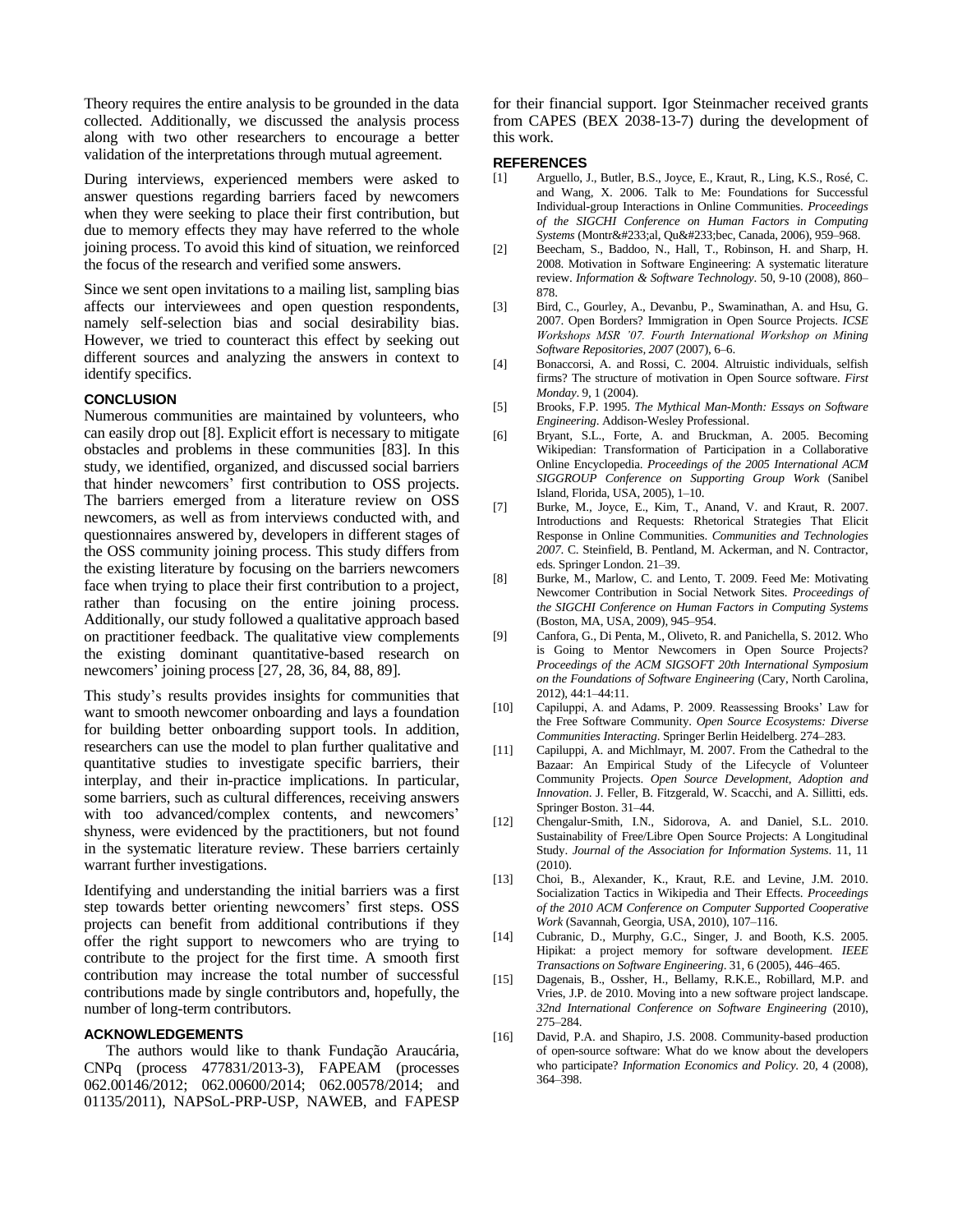Theory requires the entire analysis to be grounded in the data collected. Additionally, we discussed the analysis process along with two other researchers to encourage a better validation of the interpretations through mutual agreement.

During interviews, experienced members were asked to answer questions regarding barriers faced by newcomers when they were seeking to place their first contribution, but due to memory effects they may have referred to the whole joining process. To avoid this kind of situation, we reinforced the focus of the research and verified some answers.

Since we sent open invitations to a mailing list, sampling bias affects our interviewees and open question respondents, namely self-selection bias and social desirability bias. However, we tried to counteract this effect by seeking out different sources and analyzing the answers in context to identify specifics.

### CONCLUSION

Numerous communities are maintained by volunteers, who can easily drop out [8]. Explicit effort is necessary to mitigate obstacles and problems in these communities [83]. In this study, we identified, organized, and discussed social barriers that hinder newcomers' first contribution to OSS projects. The barriers emerged from a literature review on OSS newcomers, as well as from interviews conducted with, and questionnaires answered by, developers in different stages of the OSS community joining process. This study differs from the existing literature by focusing on the barriers newcomers face when trying to place their first contribution to a project, rather than focusing on the entire joining process. Additionally, our study followed a qualitative approach based on practitioner feedback. The qualitative view complements the existing dominant quantitative-based research on newcomers' joining process [27, 28, 36, 84, 88, 89].

This study's results provides insights for communities that want to smooth newcomer onboarding and lays a foundation for building better onboarding support tools. In addition, researchers can use the model to plan further qualitative and quantitative studies to investigate specific barriers, their interplay, and their in-practice implications. In particular, some barriers, such as cultural differences, receiving answers with too advanced/complex contents, and newcomers' shyness, were evidenced by the practitioners, but not found in the systematic literature review. These barriers certainly warrant further investigations.

Identifying and understanding the initial barriers was a first step towards better orienting newcomers' first steps. OSS projects can benefit from additional contributions if they offer the right support to newcomers who are trying to contribute to the project for the first time. A smooth first contribution may increase the total number of successful contributions made by single contributors and, hopefully, the number of long-term contributors.

### ACKNOWLEDGEMENTS

The authors would like to thank Fundação Araucária, CNPq (process 477831/2013-3), FAPEAM (processes 062.00146/2012; 062.00600/2014; 062.00578/2014; and 01135/2011), NAPSoL-PRP-USP, NAWEB, and FAPESP for their financial support. Igor Steinmacher received grants from CAPES (BEX 2038-13-7) during the development of this work.

### REFERENCES

[1] Arguello, J., Butler, B.S., Joyce, E., Kraut, R., Ling, K.S., Rosé, C. and Wang, X. 2006. Talk to Me: Foundations for Successful Individual-group Interactions in Online Communities. *Proceedings of the SIGCHI Conference on Human Factors in Computing Systems* (Montr&#233;al, Qu&#233;bec, Canada, 2006), 959–968.

[2] Beecham, S., Baddoo, N., Hall, T., Robinson, H. and Sharp, H. 2008. Motivation in Software Engineering: A systematic literature review. *Information & Software Technology*. 50, 9-10 (2008), 860–878.

[3] Bird, C., Gourley, A., Devanbu, P., Swaminathan, A. and Hsu, G. 2007. Open Borders? Immigration in Open Source Projects. *ICSE Workshops MSR '07. Fourth International Workshop on Mining Software Repositories, 2007* (2007), 6–6.

[4] Bonaccorsi, A. and Rossi, C. 2004. Altruistic individuals, selfish firms? The structure of motivation in Open Source software. *First Monday*. 9, 1 (2004).

[5] Brooks, F.P. 1995. *The Mythical Man-Month: Essays on Software Engineering*. Addison-Wesley Professional.

[6] Bryant, S.L., Forte, A. and Bruckman, A. 2005. Becoming Wikipedian: Transformation of Participation in a Collaborative Online Encyclopedia. *Proceedings of the 2005 International ACM SIGGROUP Conference on Supporting Group Work* (Sanibel Island, Florida, USA, 2005), 1–10.

[7] Burke, M., Joyce, E., Kim, T., Anand, V. and Kraut, R. 2007. Introductions and Requests: Rhetorical Strategies That Elicit Response in Online Communities. *Communities and Technologies 2007*. C. Steinfield, B. Pentland, M. Ackerman, and N. Contractor, eds. Springer London. 21–39.

[8] Burke, M., Marlow, C. and Lento, T. 2009. Feed Me: Motivating Newcomer Contribution in Social Network Sites. *Proceedings of the SIGCHI Conference on Human Factors in Computing Systems* (Boston, MA, USA, 2009), 945–954.

[9] Canfora, G., Di Penta, M., Oliveto, R. and Panichella, S. 2012. Who is Going to Mentor Newcomers in Open Source Projects? *Proceedings of the ACM SIGSOFT 20th International Symposium on the Foundations of Software Engineering* (Cary, North Carolina, 2012), 44:1–44:11.

[10] Capiluppi, A. and Adams, P. 2009. Reassessing Brooks' Law for the Free Software Community. *Open Source Ecosystems: Diverse Communities Interacting*. Springer Berlin Heidelberg. 274–283.

[11] Capiluppi, A. and Michlmayr, M. 2007. From the Cathedral to the Bazaar: An Empirical Study of the Lifecycle of Volunteer Community Projects. *Open Source Development, Adoption and Innovation*. J. Feller, B. Fitzgerald, W. Scacchi, and A. Sillitti, eds. Springer Boston. 31–44.

[12] Chengalur-Smith, I.N., Sidorova, A. and Daniel, S.L. 2010. Sustainability of Free/Libre Open Source Projects: A Longitudinal Study. *Journal of the Association for Information Systems*. 11, 11 (2010).

[13] Choi, B., Alexander, K., Kraut, R.E. and Levine, J.M. 2010. Socialization Tactics in Wikipedia and Their Effects. *Proceedings of the 2010 ACM Conference on Computer Supported Cooperative Work* (Savannah, Georgia, USA, 2010), 107–116.

[14] Cubranic, D., Murphy, G.C., Singer, J. and Booth, K.S. 2005. Hipikat: a project memory for software development. *IEEE Transactions on Software Engineering*. 31, 6 (2005), 446–465.

[15] Dagenais, B., Ossher, H., Bellamy, R.K.E., Robillard, M.P. and Vries, J.P. de 2010. Moving into a new software project landscape. *32nd International Conference on Software Engineering* (2010), 275–284.

[16] David, P.A. and Shapiro, J.S. 2008. Community-based production of open-source software: What do we know about the developers who participate? *Information Economics and Policy*. 20, 4 (2008), 364–398.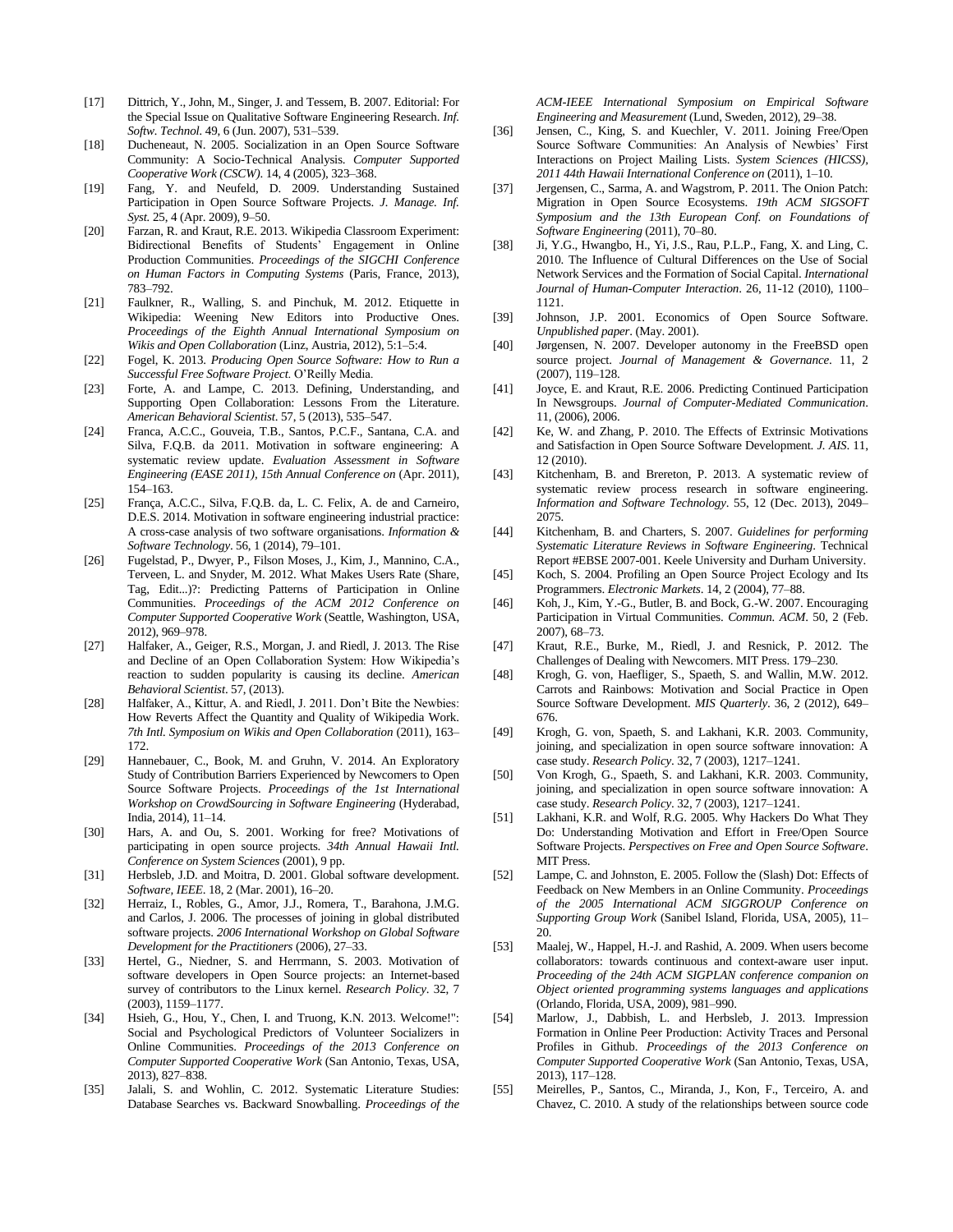[17] Dittrich, Y., John, M., Singer, J. and Tessem, B. 2007. Editorial: For the Special Issue on Qualitative Software Engineering Research. *Inf. Softw. Technol.* 49, 6 (Jun. 2007), 531–539.

[18] Ducheneaut, N. 2005. Socialization in an Open Source Software Community: A Socio-Technical Analysis. *Computer Supported Cooperative Work (CSCW)*. 14, 4 (2005), 323–368.

[19] Fang, Y. and Neufeld, D. 2009. Understanding Sustained Participation in Open Source Software Projects. *J. Manage. Inf. Syst.* 25, 4 (Apr. 2009), 9–50.

[20] Farzan, R. and Kraut, R.E. 2013. Wikipedia Classroom Experiment: Bidirectional Benefits of Students' Engagement in Online Production Communities. *Proceedings of the SIGCHI Conference on Human Factors in Computing Systems* (Paris, France, 2013), 783–792.

[21] Faulkner, R., Walling, S. and Pinchuk, M. 2012. Etiquette in Wikipedia: Weening New Editors into Productive Ones. *Proceedings of the Eighth Annual International Symposium on Wikis and Open Collaboration* (Linz, Austria, 2012), 5:1–5:4.

[22] Fogel, K. 2013. *Producing Open Source Software: How to Run a Successful Free Software Project.* O'Reilly Media.

[23] Forte, A. and Lampe, C. 2013. Defining, Understanding, and Supporting Open Collaboration: Lessons From the Literature. *American Behavioral Scientist*. 57, 5 (2013), 535–547.

[24] Franca, A.C.C., Gouveia, T.B., Santos, P.C.F., Santana, C.A. and Silva, F.Q.B. da 2011. Motivation in software engineering: A systematic review update. *Evaluation Assessment in Software Engineering (EASE 2011), 15th Annual Conference on* (Apr. 2011), 154–163.

[25] França, A.C.C., Silva, F.Q.B. da, L. C. Felix, A. de and Carneiro, D.E.S. 2014. Motivation in software engineering industrial practice: A cross-case analysis of two software organisations. *Information & Software Technology*. 56, 1 (2014), 79–101.

[26] Fugelstad, P., Dwyer, P., Filson Moses, J., Kim, J., Mannino, C.A., Terveen, L. and Snyder, M. 2012. What Makes Users Rate (Share, Tag, Edit...)?: Predicting Patterns of Participation in Online Communities. *Proceedings of the ACM 2012 Conference on Computer Supported Cooperative Work* (Seattle, Washington, USA, 2012), 969–978.

[27] Halfaker, A., Geiger, R.S., Morgan, J. and Riedl, J. 2013. The Rise and Decline of an Open Collaboration System: How Wikipedia's reaction to sudden popularity is causing its decline. *American Behavioral Scientist*. 57, (2013).

[28] Halfaker, A., Kittur, A. and Riedl, J. 2011. Don't Bite the Newbies: How Reverts Affect the Quantity and Quality of Wikipedia Work. *7th Intl. Symposium on Wikis and Open Collaboration* (2011), 163–172.

[29] Hannebauer, C., Book, M. and Gruhn, V. 2014. An Exploratory Study of Contribution Barriers Experienced by Newcomers to Open Source Software Projects. *Proceedings of the 1st International Workshop on CrowdSourcing in Software Engineering* (Hyderabad, India, 2014), 11–14.

[30] Hars, A. and Ou, S. 2001. Working for free? Motivations of participating in open source projects. *34th Annual Hawaii Intl. Conference on System Sciences* (2001), 9 pp.

[31] Herbsleb, J.D. and Moitra, D. 2001. Global software development. *Software, IEEE*. 18, 2 (Mar. 2001), 16–20.

[32] Herraiz, I., Robles, G., Amor, J.J., Romera, T., Barahona, J.M.G. and Carlos, J. 2006. The processes of joining in global distributed software projects. *2006 International Workshop on Global Software Development for the Practitioners* (2006), 27–33.

[33] Hertel, G., Niedner, S. and Herrmann, S. 2003. Motivation of software developers in Open Source projects: an Internet-based survey of contributors to the Linux kernel. *Research Policy*. 32, 7 (2003), 1159–1177.

[34] Hsieh, G., Hou, Y., Chen, I. and Truong, K.N. 2013. Welcome!": Social and Psychological Predictors of Volunteer Socializers in Online Communities. *Proceedings of the 2013 Conference on Computer Supported Cooperative Work* (San Antonio, Texas, USA, 2013), 827–838.

[35] Jalali, S. and Wohlin, C. 2012. Systematic Literature Studies: Database Searches vs. Backward Snowballing. *Proceedings of the ACM-IEEE International Symposium on Empirical Software Engineering and Measurement* (Lund, Sweden, 2012), 29–38.

[36] Jensen, C., King, S. and Kuechler, V. 2011. Joining Free/Open Source Software Communities: An Analysis of Newbies' First Interactions on Project Mailing Lists. *System Sciences (HICSS), 2011 44th Hawaii International Conference on* (2011), 1–10.

[37] Jergensen, C., Sarma, A. and Wagstrom, P. 2011. The Onion Patch: Migration in Open Source Ecosystems. *19th ACM SIGSOFT Symposium and the 13th European Conf. on Foundations of Software Engineering* (2011), 70–80.

[38] Ji, Y.G., Hwangbo, H., Yi, J.S., Rau, P.L.P., Fang, X. and Ling, C. 2010. The Influence of Cultural Differences on the Use of Social Network Services and the Formation of Social Capital. *International Journal of Human-Computer Interaction*. 26, 11-12 (2010), 1100–1121.

[39] Johnson, J.P. 2001. Economics of Open Source Software. *Unpublished paper*. (May. 2001).

[40] Jørgensen, N. 2007. Developer autonomy in the FreeBSD open source project. *Journal of Management & Governance*. 11, 2 (2007), 119–128.

[41] Joyce, E. and Kraut, R.E. 2006. Predicting Continued Participation In Newsgroups. *Journal of Computer-Mediated Communication*. 11, (2006), 2006.

[42] Ke, W. and Zhang, P. 2010. The Effects of Extrinsic Motivations and Satisfaction in Open Source Software Development. *J. AIS*. 11, 12 (2010).

[43] Kitchenham, B. and Brereton, P. 2013. A systematic review of systematic review process research in software engineering. *Information and Software Technology*. 55, 12 (Dec. 2013), 2049–2075.

[44] Kitchenham, B. and Charters, S. 2007. *Guidelines for performing Systematic Literature Reviews in Software Engineering*. Technical Report #EBSE 2007-001. Keele University and Durham University.

[45] Koch, S. 2004. Profiling an Open Source Project Ecology and Its Programmers. *Electronic Markets*. 14, 2 (2004), 77–88.

[46] Koh, J., Kim, Y.-G., Butler, B. and Bock, G.-W. 2007. Encouraging Participation in Virtual Communities. *Commun. ACM*. 50, 2 (Feb. 2007), 68–73.

[47] Kraut, R.E., Burke, M., Riedl, J. and Resnick, P. 2012. The Challenges of Dealing with Newcomers. MIT Press. 179–230.

[48] Krogh, G. von, Haefliger, S., Spaeth, S. and Wallin, M.W. 2012. Carrots and Rainbows: Motivation and Social Practice in Open Source Software Development. *MIS Quarterly*. 36, 2 (2012), 649–676.

[49] Krogh, G. von, Spaeth, S. and Lakhani, K.R. 2003. Community, joining, and specialization in open source software innovation: A case study. *Research Policy*. 32, 7 (2003), 1217–1241.

[50] Von Krogh, G., Spaeth, S. and Lakhani, K.R. 2003. Community, joining, and specialization in open source software innovation: A case study. *Research Policy*. 32, 7 (2003), 1217–1241.

[51] Lakhani, K.R. and Wolf, R.G. 2005. Why Hackers Do What They Do: Understanding Motivation and Effort in Free/Open Source Software Projects. *Perspectives on Free and Open Source Software*. MIT Press.

[52] Lampe, C. and Johnston, E. 2005. Follow the (Slash) Dot: Effects of Feedback on New Members in an Online Community. *Proceedings of the 2005 International ACM SIGGROUP Conference on Supporting Group Work* (Sanibel Island, Florida, USA, 2005), 11–20.

[53] Maalej, W., Happel, H.-J. and Rashid, A. 2009. When users become collaborators: towards continuous and context-aware user input. *Proceeding of the 24th ACM SIGPLAN conference companion on Object oriented programming systems languages and applications* (Orlando, Florida, USA, 2009), 981–990.

[54] Marlow, J., Dabbish, L. and Herbsleb, J. 2013. Impression Formation in Online Peer Production: Activity Traces and Personal Profiles in Github. *Proceedings of the 2013 Conference on Computer Supported Cooperative Work* (San Antonio, Texas, USA, 2013), 117–128.

[55] Meirelles, P., Santos, C., Miranda, J., Kon, F., Terceiro, A. and Chavez, C. 2010. A study of the relationships between source code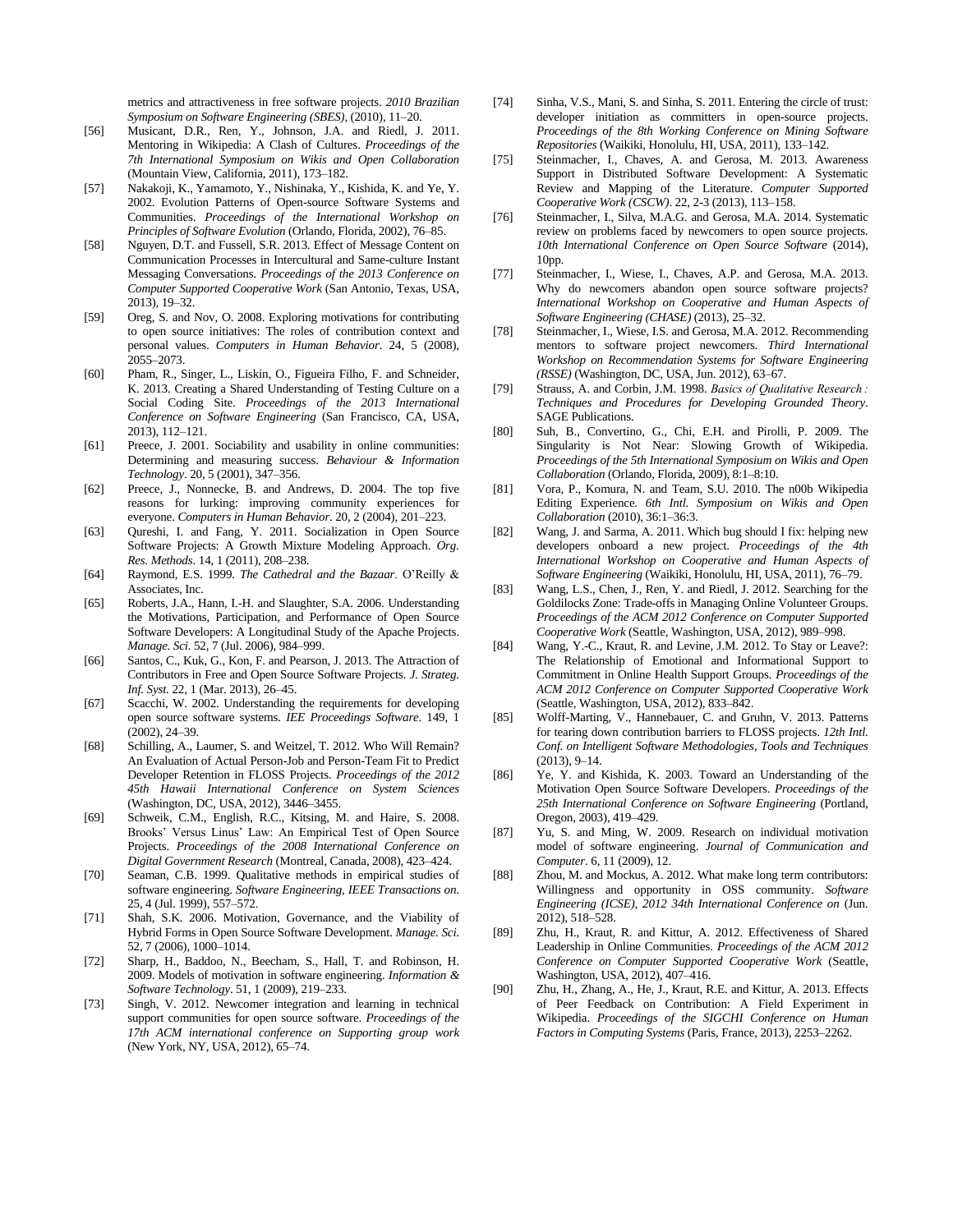metrics and attractiveness in free software projects. *2010 Brazilian Symposium on Software Engineering (SBES)*, (2010), 11–20.

[56] Musicant, D.R., Ren, Y., Johnson, J.A. and Riedl, J. 2011. Mentoring in Wikipedia: A Clash of Cultures. *Proceedings of the 7th International Symposium on Wikis and Open Collaboration* (Mountain View, California, 2011), 173–182.

[57] Nakakoji, K., Yamamoto, Y., Nishinaka, Y., Kishida, K. and Ye, Y. 2002. Evolution Patterns of Open-source Software Systems and Communities. *Proceedings of the International Workshop on Principles of Software Evolution* (Orlando, Florida, 2002), 76–85.

[58] Nguyen, D.T. and Fussell, S.R. 2013. Effect of Message Content on Communication Processes in Intercultural and Same-culture Instant Messaging Conversations. *Proceedings of the 2013 Conference on Computer Supported Cooperative Work* (San Antonio, Texas, USA, 2013), 19–32.

[59] Oreg, S. and Nov, O. 2008. Exploring motivations for contributing to open source initiatives: The roles of contribution context and personal values. *Computers in Human Behavior*. 24, 5 (2008), 2055–2073.

[60] Pham, R., Singer, L., Liskin, O., Figueira Filho, F. and Schneider, K. 2013. Creating a Shared Understanding of Testing Culture on a Social Coding Site. *Proceedings of the 2013 International Conference on Software Engineering* (San Francisco, CA, USA, 2013), 112–121.

[61] Preece, J. 2001. Sociability and usability in online communities: Determining and measuring success. *Behaviour & Information Technology*. 20, 5 (2001), 347–356.

[62] Preece, J., Nonnecke, B. and Andrews, D. 2004. The top five reasons for lurking: improving community experiences for everyone. *Computers in Human Behavior*. 20, 2 (2004), 201–223.

[63] Qureshi, I. and Fang, Y. 2011. Socialization in Open Source Software Projects: A Growth Mixture Modeling Approach. *Org. Res. Methods*. 14, 1 (2011), 208–238.

[64] Raymond, E.S. 1999. *The Cathedral and the Bazaar*. O'Reilly & Associates, Inc.

[65] Roberts, J.A., Hann, I.-H. and Slaughter, S.A. 2006. Understanding the Motivations, Participation, and Performance of Open Source Software Developers: A Longitudinal Study of the Apache Projects. *Manage. Sci.* 52, 7 (Jul. 2006), 984–999.

[66] Santos, C., Kuk, G., Kon, F. and Pearson, J. 2013. The Attraction of Contributors in Free and Open Source Software Projects. *J. Strateg. Inf. Syst.* 22, 1 (Mar. 2013), 26–45.

[67] Scacchi, W. 2002. Understanding the requirements for developing open source software systems. *IEE Proceedings Software*. 149, 1 (2002), 24–39.

[68] Schilling, A., Laumer, S. and Weitzel, T. 2012. Who Will Remain? An Evaluation of Actual Person-Job and Person-Team Fit to Predict Developer Retention in FLOSS Projects. *Proceedings of the 2012 45th Hawaii International Conference on System Sciences* (Washington, DC, USA, 2012), 3446–3455.

[69] Schweik, C.M., English, R.C., Kitsing, M. and Haire, S. 2008. Brooks' Versus Linus' Law: An Empirical Test of Open Source Projects. *Proceedings of the 2008 International Conference on Digital Government Research* (Montreal, Canada, 2008), 423–424.

[70] Seaman, C.B. 1999. Qualitative methods in empirical studies of software engineering. *Software Engineering, IEEE Transactions on*. 25, 4 (Jul. 1999), 557–572.

[71] Shah, S.K. 2006. Motivation, Governance, and the Viability of Hybrid Forms in Open Source Software Development. *Manage. Sci.* 52, 7 (2006), 1000–1014.

[72] Sharp, H., Baddoo, N., Beecham, S., Hall, T. and Robinson, H. 2009. Models of motivation in software engineering. *Information & Software Technology*. 51, 1 (2009), 219–233.

[73] Singh, V. 2012. Newcomer integration and learning in technical support communities for open source software. *Proceedings of the 17th ACM international conference on Supporting group work* (New York, NY, USA, 2012), 65–74.

[74] Sinha, V.S., Mani, S. and Sinha, S. 2011. Entering the circle of trust: developer initiation as committers in open-source projects. *Proceedings of the 8th Working Conference on Mining Software Repositories* (Waikiki, Honolulu, HI, USA, 2011), 133–142.

[75] Steinmacher, I., Chaves, A. and Gerosa, M. 2013. Awareness Support in Distributed Software Development: A Systematic Review and Mapping of the Literature. *Computer Supported Cooperative Work (CSCW)*. 22, 2-3 (2013), 113–158.

[76] Steinmacher, I., Silva, M.A.G. and Gerosa, M.A. 2014. Systematic review on problems faced by newcomers to open source projects. *10th International Conference on Open Source Software* (2014), 10pp.

[77] Steinmacher, I., Wiese, I., Chaves, A.P. and Gerosa, M.A. 2013. Why do newcomers abandon open source software projects? *International Workshop on Cooperative and Human Aspects of Software Engineering (CHASE)* (2013), 25–32.

[78] Steinmacher, I., Wiese, I.S. and Gerosa, M.A. 2012. Recommending mentors to software project newcomers. *Third International Workshop on Recommendation Systems for Software Engineering (RSSE)* (Washington, DC, USA, Jun. 2012), 63–67.

[79] Strauss, A. and Corbin, J.M. 1998. *Basics of Qualitative Research : Techniques and Procedures for Developing Grounded Theory*. SAGE Publications.

[80] Suh, B., Convertino, G., Chi, E.H. and Pirolli, P. 2009. The Singularity is Not Near: Slowing Growth of Wikipedia. *Proceedings of the 5th International Symposium on Wikis and Open Collaboration* (Orlando, Florida, 2009), 8:1–8:10.

[81] Vora, P., Komura, N. and Team, S.U. 2010. The n00b Wikipedia Editing Experience. *6th Intl. Symposium on Wikis and Open Collaboration* (2010), 36:1–36:3.

[82] Wang, J. and Sarma, A. 2011. Which bug should I fix: helping new developers onboard a new project. *Proceedings of the 4th International Workshop on Cooperative and Human Aspects of Software Engineering* (Waikiki, Honolulu, HI, USA, 2011), 76–79.

[83] Wang, L.S., Chen, J., Ren, Y. and Riedl, J. 2012. Searching for the Goldilocks Zone: Trade-offs in Managing Online Volunteer Groups. *Proceedings of the ACM 2012 Conference on Computer Supported Cooperative Work* (Seattle, Washington, USA, 2012), 989–998.

[84] Wang, Y.-C., Kraut, R. and Levine, J.M. 2012. To Stay or Leave?: The Relationship of Emotional and Informational Support to Commitment in Online Health Support Groups. *Proceedings of the ACM 2012 Conference on Computer Supported Cooperative Work* (Seattle, Washington, USA, 2012), 833–842.

[85] Wolff-Marting, V., Hannebauer, C. and Gruhn, V. 2013. Patterns for tearing down contribution barriers to FLOSS projects. *12th Intl. Conf. on Intelligent Software Methodologies, Tools and Techniques* (2013), 9–14.

[86] Ye, Y. and Kishida, K. 2003. Toward an Understanding of the Motivation Open Source Software Developers. *Proceedings of the 25th International Conference on Software Engineering* (Portland, Oregon, 2003), 419–429.

[87] Yu, S. and Ming, W. 2009. Research on individual motivation model of software engineering. *Journal of Communication and Computer*. 6, 11 (2009), 12.

[88] Zhou, M. and Mockus, A. 2012. What make long term contributors: Willingness and opportunity in OSS community. *Software Engineering (ICSE), 2012 34th International Conference on* (Jun. 2012), 518–528.

[89] Zhu, H., Kraut, R. and Kittur, A. 2012. Effectiveness of Shared Leadership in Online Communities. *Proceedings of the ACM 2012 Conference on Computer Supported Cooperative Work* (Seattle, Washington, USA, 2012), 407–416.

[90] Zhu, H., Zhang, A., He, J., Kraut, R.E. and Kittur, A. 2013. Effects of Peer Feedback on Contribution: A Field Experiment in Wikipedia. *Proceedings of the SIGCHI Conference on Human Factors in Computing Systems* (Paris, France, 2013), 2253–2262.